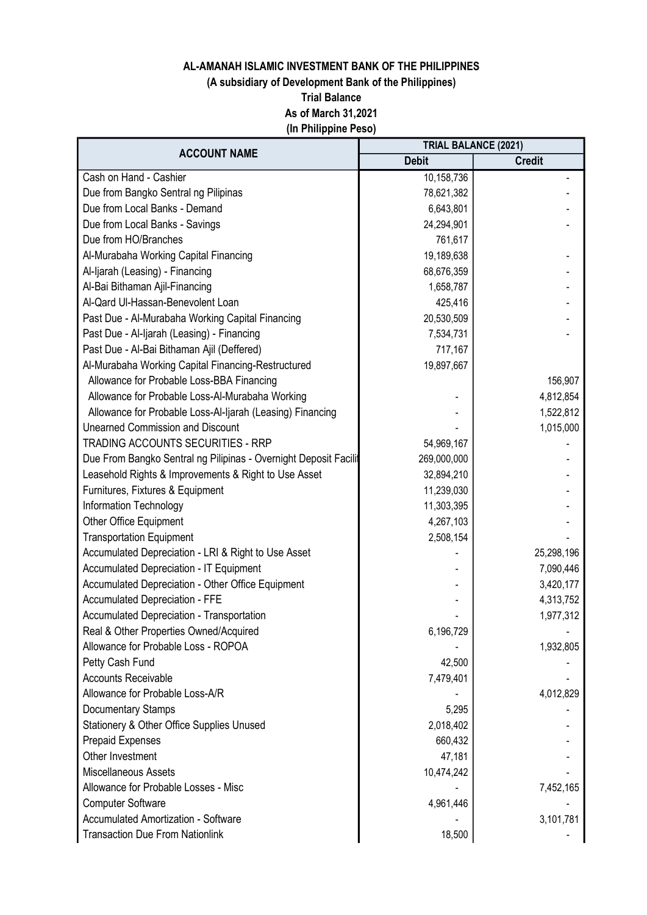**AL-AMANAH ISLAMIC INVESTMENT BANK OF THE PHILIPPINES**

**(A subsidiary of Development Bank of the Philippines)**

**Trial Balance**

**As of March 31,2021**

**(In Philippine Peso)**

| ACCOUNT NAME | TRIAL BALANCE (2021) | |
|---|---|---|
| | Debit | Credit |
| Cash on Hand - Cashier | 10,158,736 | - |
| Due from Bangko Sentral ng Pilipinas | 78,621,382 | - |
| Due from Local Banks - Demand | 6,643,801 | - |
| Due from Local Banks - Savings | 24,294,901 | - |
| Due from HO/Branches | 761,617 | |
| Al-Murabaha Working Capital Financing | 19,189,638 | - |
| Al-Ijarah (Leasing) - Financing | 68,676,359 | - |
| Al-Bai Bithaman Ajil-Financing | 1,658,787 | - |
| Al-Qard Ul-Hassan-Benevolent Loan | 425,416 | - |
| Past Due - Al-Murabaha Working Capital Financing | 20,530,509 | - |
| Past Due - Al-Ijarah (Leasing) - Financing | 7,534,731 | - |
| Past Due - Al-Bai Bithaman Ajil (Deffered) | 717,167 | |
| Al-Murabaha Working Capital Financing-Restructured | 19,897,667 | |
| Allowance for Probable Loss-BBA Financing | | 156,907 |
| Allowance for Probable Loss-Al-Murabaha Working | - | 4,812,854 |
| Allowance for Probable Loss-Al-Ijarah (Leasing) Financing | - | 1,522,812 |
| Unearned Commission and Discount | - | 1,015,000 |
| TRADING ACCOUNTS SECURITIES - RRP | 54,969,167 | - |
| Due From Bangko Sentral ng Pilipinas - Overnight Deposit Facilit | 269,000,000 | - |
| Leasehold Rights & Improvements & Right to Use Asset | 32,894,210 | - |
| Furnitures, Fixtures & Equipment | 11,239,030 | - |
| Information Technology | 11,303,395 | - |
| Other Office Equipment | 4,267,103 | - |
| Transportation Equipment | 2,508,154 | - |
| Accumulated Depreciation - LRI & Right to Use Asset | - | 25,298,196 |
| Accumulated Depreciation - IT Equipment | - | 7,090,446 |
| Accumulated Depreciation - Other Office Equipment | - | 3,420,177 |
| Accumulated Depreciation - FFE | - | 4,313,752 |
| Accumulated Depreciation - Transportation | - | 1,977,312 |
| Real & Other Properties Owned/Acquired | 6,196,729 | - |
| Allowance for Probable Loss - ROPOA | - | 1,932,805 |
| Petty Cash Fund | 42,500 | - |
| Accounts Receivable | 7,479,401 | - |
| Allowance for Probable Loss-A/R | - | 4,012,829 |
| Documentary Stamps | 5,295 | - |
| Stationery & Other Office Supplies Unused | 2,018,402 | - |
| Prepaid Expenses | 660,432 | - |
| Other Investment | 47,181 | - |
| Miscellaneous Assets | 10,474,242 | - |
| Allowance for Probable Losses - Misc | - | 7,452,165 |
| Computer Software | 4,961,446 | - |
| Accumulated Amortization - Software | - | 3,101,781 |
| Transaction Due From Nationlink | 18,500 | - |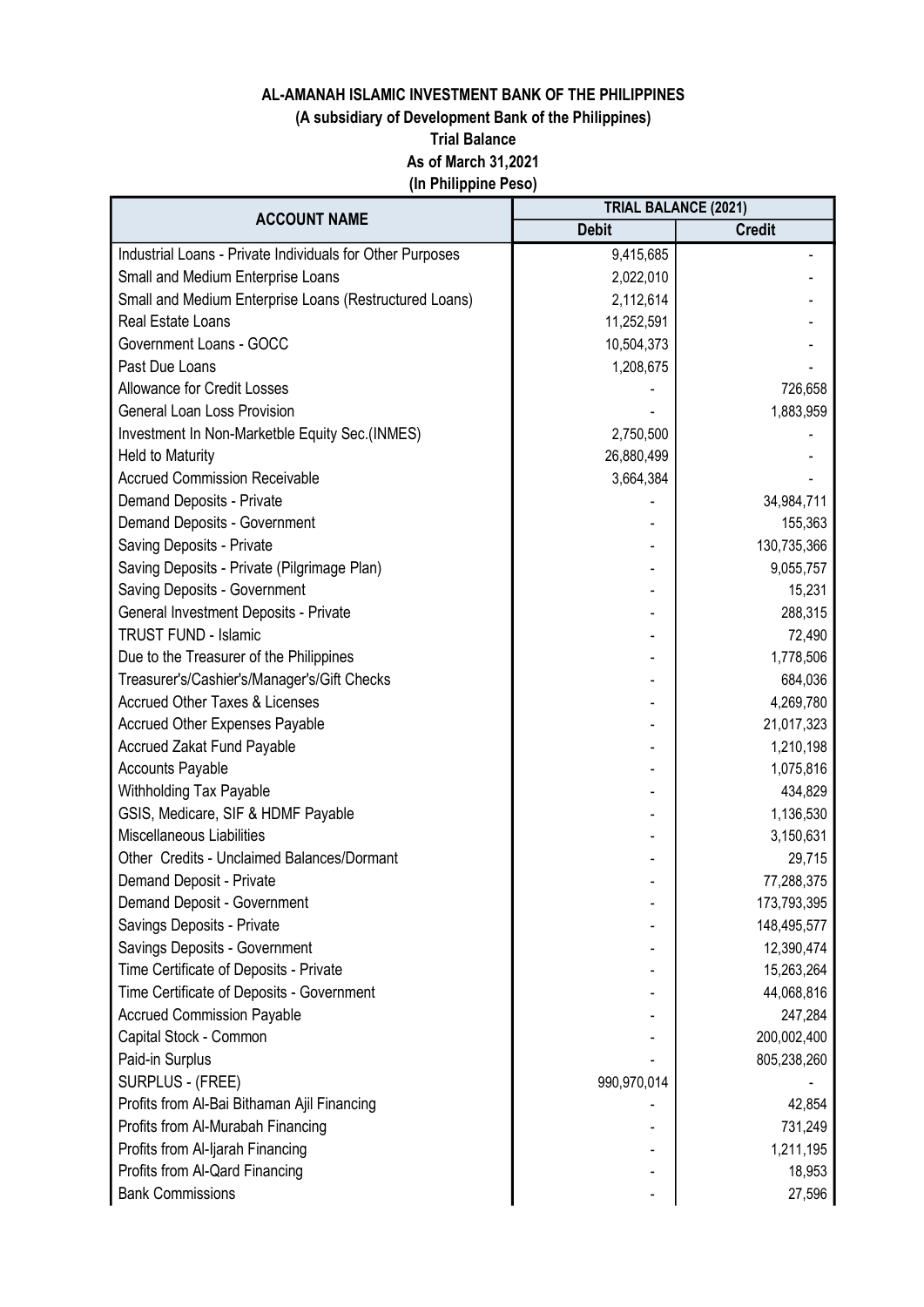**AL-AMANAH ISLAMIC INVESTMENT BANK OF THE PHILIPPINES**
**(A subsidiary of Development Bank of the Philippines)**
**Trial Balance**
**As of March 31,2021**
**(In Philippine Peso)**

| ACCOUNT NAME | TRIAL BALANCE (2021) | |
|---|---|---|
| | Debit | Credit |
| Industrial Loans - Private Individuals for Other Purposes | 9,415,685 | - |
| Small and Medium Enterprise Loans | 2,022,010 | - |
| Small and Medium Enterprise Loans (Restructured Loans) | 2,112,614 | - |
| Real Estate Loans | 11,252,591 | - |
| Government Loans - GOCC | 10,504,373 | - |
| Past Due Loans | 1,208,675 | - |
| Allowance for Credit Losses | - | 726,658 |
| General Loan Loss Provision | - | 1,883,959 |
| Investment In Non-Marketble Equity Sec.(INMES) | 2,750,500 | - |
| Held to Maturity | 26,880,499 | - |
| Accrued Commission Receivable | 3,664,384 | - |
| Demand Deposits - Private | - | 34,984,711 |
| Demand Deposits - Government | - | 155,363 |
| Saving Deposits - Private | - | 130,735,366 |
| Saving Deposits - Private (Pilgrimage Plan) | - | 9,055,757 |
| Saving Deposits - Government | - | 15,231 |
| General Investment Deposits - Private | - | 288,315 |
| TRUST FUND - Islamic | - | 72,490 |
| Due to the Treasurer of the Philippines | - | 1,778,506 |
| Treasurer's/Cashier's/Manager's/Gift Checks | - | 684,036 |
| Accrued Other Taxes & Licenses | - | 4,269,780 |
| Accrued Other Expenses Payable | - | 21,017,323 |
| Accrued Zakat Fund Payable | - | 1,210,198 |
| Accounts Payable | - | 1,075,816 |
| Withholding Tax Payable | - | 434,829 |
| GSIS, Medicare, SIF & HDMF Payable | - | 1,136,530 |
| Miscellaneous Liabilities | - | 3,150,631 |
| Other Credits - Unclaimed Balances/Dormant | - | 29,715 |
| Demand Deposit - Private | - | 77,288,375 |
| Demand Deposit - Government | - | 173,793,395 |
| Savings Deposits - Private | - | 148,495,577 |
| Savings Deposits - Government | - | 12,390,474 |
| Time Certificate of Deposits - Private | - | 15,263,264 |
| Time Certificate of Deposits - Government | - | 44,068,816 |
| Accrued Commission Payable | - | 247,284 |
| Capital Stock - Common | - | 200,002,400 |
| Paid-in Surplus | - | 805,238,260 |
| SURPLUS - (FREE) | 990,970,014 | - |
| Profits from Al-Bai Bithaman Ajil Financing | - | 42,854 |
| Profits from Al-Murabah Financing | - | 731,249 |
| Profits from Al-Ijarah Financing | - | 1,211,195 |
| Profits from Al-Qard Financing | - | 18,953 |
| Bank Commissions | - | 27,596 |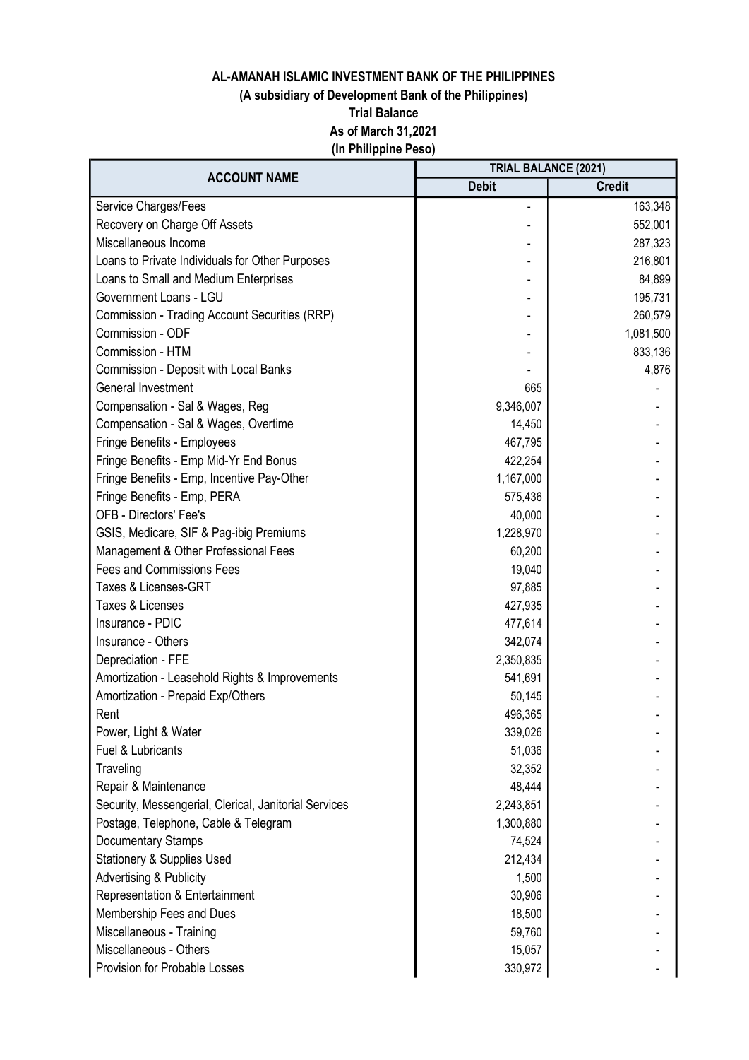**AL-AMANAH ISLAMIC INVESTMENT BANK OF THE PHILIPPINES**

**(A subsidiary of Development Bank of the Philippines)**

**Trial Balance**

**As of March 31,2021**

**(In Philippine Peso)**

| ACCOUNT NAME | TRIAL BALANCE (2021) | |
|---|---|---|
| | Debit | Credit |
| Service Charges/Fees | - | 163,348 |
| Recovery on Charge Off Assets | - | 552,001 |
| Miscellaneous Income | - | 287,323 |
| Loans to Private Individuals for Other Purposes | - | 216,801 |
| Loans to Small and Medium Enterprises | - | 84,899 |
| Government Loans - LGU | - | 195,731 |
| Commission - Trading Account Securities (RRP) | - | 260,579 |
| Commission - ODF | - | 1,081,500 |
| Commission - HTM | - | 833,136 |
| Commission - Deposit with Local Banks | - | 4,876 |
| General Investment | 665 | - |
| Compensation - Sal & Wages, Reg | 9,346,007 | - |
| Compensation - Sal & Wages, Overtime | 14,450 | - |
| Fringe Benefits - Employees | 467,795 | - |
| Fringe Benefits - Emp Mid-Yr End Bonus | 422,254 | - |
| Fringe Benefits - Emp, Incentive Pay-Other | 1,167,000 | - |
| Fringe Benefits - Emp, PERA | 575,436 | - |
| OFB - Directors' Fee's | 40,000 | - |
| GSIS, Medicare, SIF & Pag-ibig Premiums | 1,228,970 | - |
| Management & Other Professional Fees | 60,200 | - |
| Fees and Commissions Fees | 19,040 | - |
| Taxes & Licenses-GRT | 97,885 | - |
| Taxes & Licenses | 427,935 | - |
| Insurance - PDIC | 477,614 | - |
| Insurance - Others | 342,074 | - |
| Depreciation - FFE | 2,350,835 | - |
| Amortization - Leasehold Rights & Improvements | 541,691 | - |
| Amortization - Prepaid Exp/Others | 50,145 | - |
| Rent | 496,365 | - |
| Power, Light & Water | 339,026 | - |
| Fuel & Lubricants | 51,036 | - |
| Traveling | 32,352 | - |
| Repair & Maintenance | 48,444 | - |
| Security, Messengerial, Clerical, Janitorial Services | 2,243,851 | - |
| Postage, Telephone, Cable & Telegram | 1,300,880 | - |
| Documentary Stamps | 74,524 | - |
| Stationery & Supplies Used | 212,434 | - |
| Advertising & Publicity | 1,500 | - |
| Representation & Entertainment | 30,906 | - |
| Membership Fees and Dues | 18,500 | - |
| Miscellaneous - Training | 59,760 | - |
| Miscellaneous - Others | 15,057 | - |
| Provision for Probable Losses | 330,972 | - |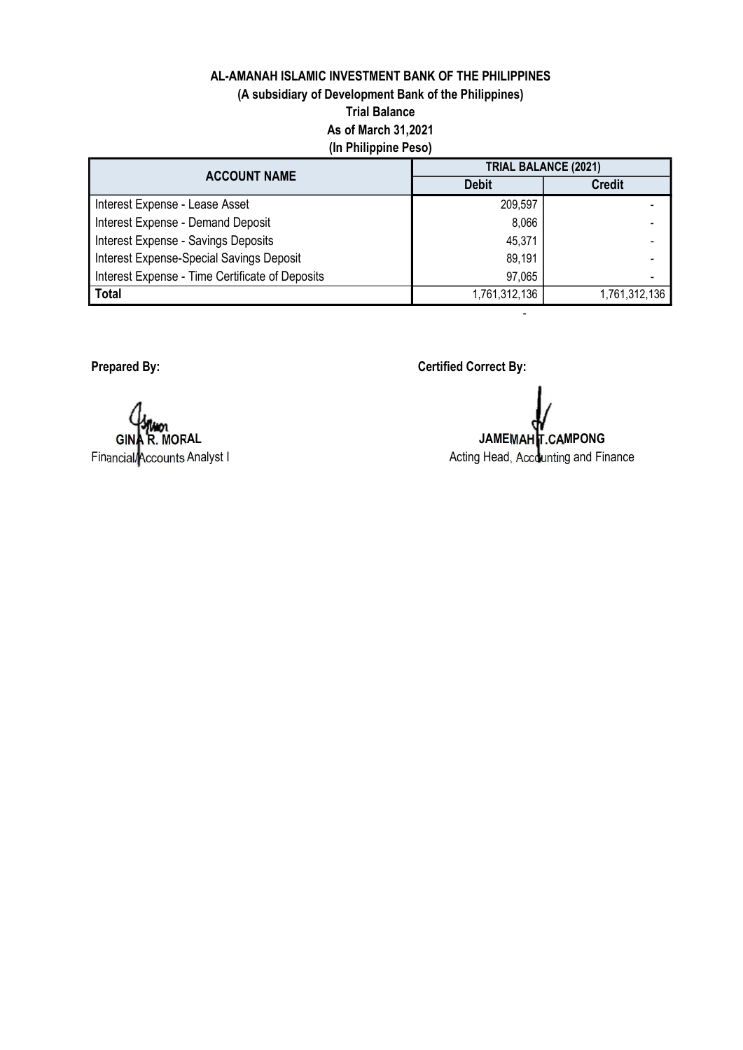**AL-AMANAH ISLAMIC INVESTMENT BANK OF THE PHILIPPINES**
**(A subsidiary of Development Bank of the Philippines)**
**Trial Balance**
**As of March 31,2021**
**(In Philippine Peso)**

| ACCOUNT NAME | TRIAL BALANCE (2021) | |
|---|---|---|
| | Debit | Credit |
| Interest Expense - Lease Asset | 209,597 | - |
| Interest Expense - Demand Deposit | 8,066 | - |
| Interest Expense - Savings Deposits | 45,371 | - |
| Interest Expense-Special Savings Deposit | 89,191 | - |
| Interest Expense - Time Certificate of Deposits | 97,065 | - |
| **Total** | 1,761,312,136 | 1,761,312,136 |

-

**Prepared By:**

GINA R. MORAL
Financial Accounts Analyst I

**Certified Correct By:**

JAMEMAH T. CAMPONG
Acting Head, Accounting and Finance